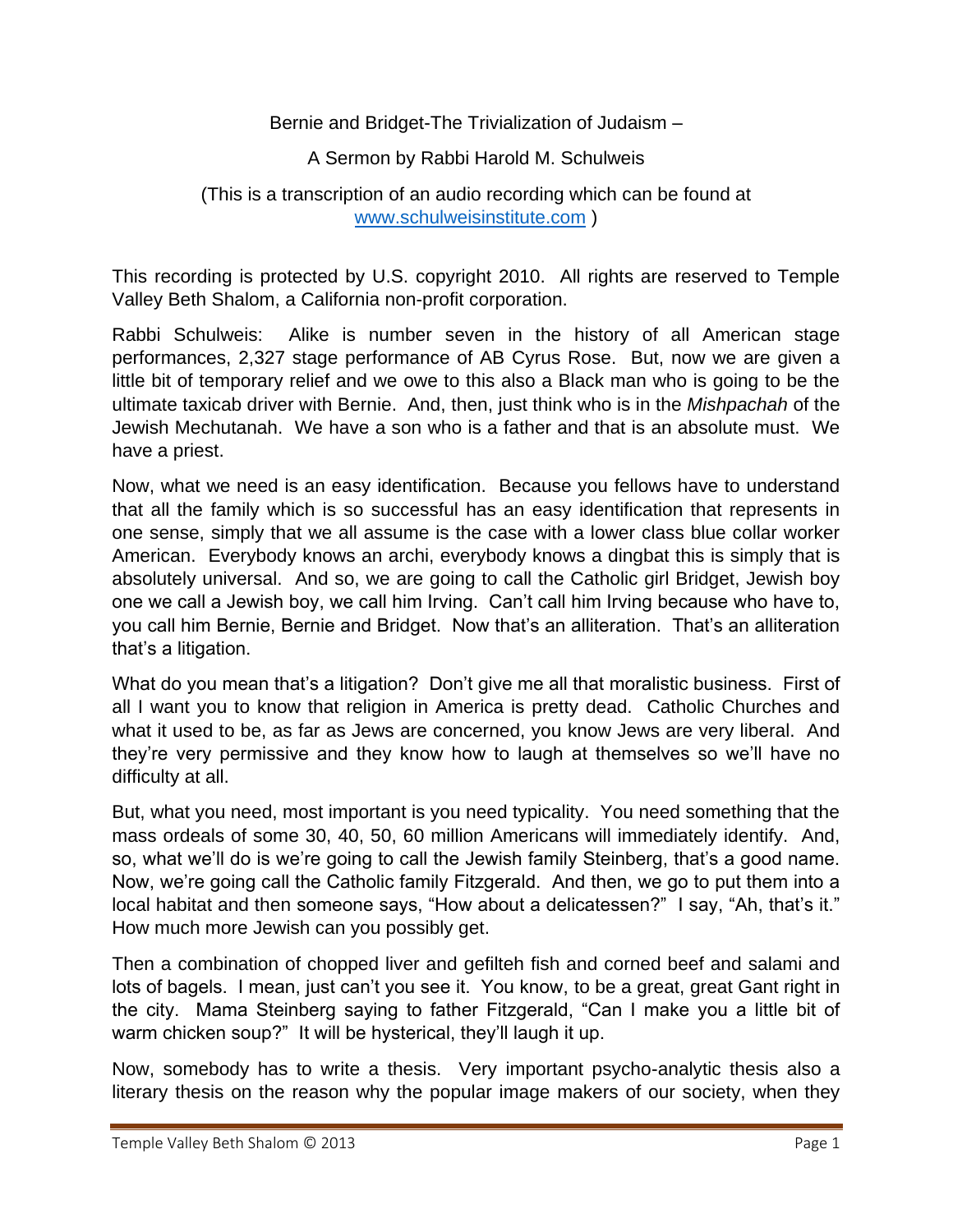Bernie and Bridget-The Trivialization of Judaism –

A Sermon by Rabbi Harold M. Schulweis

(This is a transcription of an audio recording which can be found at [www.schulweisinstitute.com](http://www.schulweisinstitute.com) )

This recording is protected by U.S. copyright 2010. All rights are reserved to Temple Valley Beth Shalom, a California non-profit corporation.

Rabbi Schulweis: Alike is number seven in the history of all American stage performances, 2,327 stage performance of AB Cyrus Rose. But, now we are given a little bit of temporary relief and we owe to this also a Black man who is going to be the ultimate taxicab driver with Bernie. And, then, just think who is in the *Mishpachah* of the Jewish Mechutanah. We have a son who is a father and that is an absolute must. We have a priest.

Now, what we need is an easy identification. Because you fellows have to understand that all the family which is so successful has an easy identification that represents in one sense, simply that we all assume is the case with a lower class blue collar worker American. Everybody knows an archi, everybody knows a dingbat this is simply that is absolutely universal. And so, we are going to call the Catholic girl Bridget, Jewish boy one we call a Jewish boy, we call him Irving. Can't call him Irving because who have to, you call him Bernie, Bernie and Bridget. Now that's an alliteration. That's an alliteration that's a litigation.

What do you mean that's a litigation? Don't give me all that moralistic business. First of all I want you to know that religion in America is pretty dead. Catholic Churches and what it used to be, as far as Jews are concerned, you know Jews are very liberal. And they're very permissive and they know how to laugh at themselves so we'll have no difficulty at all.

But, what you need, most important is you need typicality. You need something that the mass ordeals of some 30, 40, 50, 60 million Americans will immediately identify. And, so, what we'll do is we're going to call the Jewish family Steinberg, that's a good name. Now, we're going call the Catholic family Fitzgerald. And then, we go to put them into a local habitat and then someone says, "How about a delicatessen?" I say, "Ah, that's it." How much more Jewish can you possibly get.

Then a combination of chopped liver and gefilteh fish and corned beef and salami and lots of bagels. I mean, just can't you see it. You know, to be a great, great Gant right in the city. Mama Steinberg saying to father Fitzgerald, "Can I make you a little bit of warm chicken soup?" It will be hysterical, they'll laugh it up.

Now, somebody has to write a thesis. Very important psycho-analytic thesis also a literary thesis on the reason why the popular image makers of our society, when they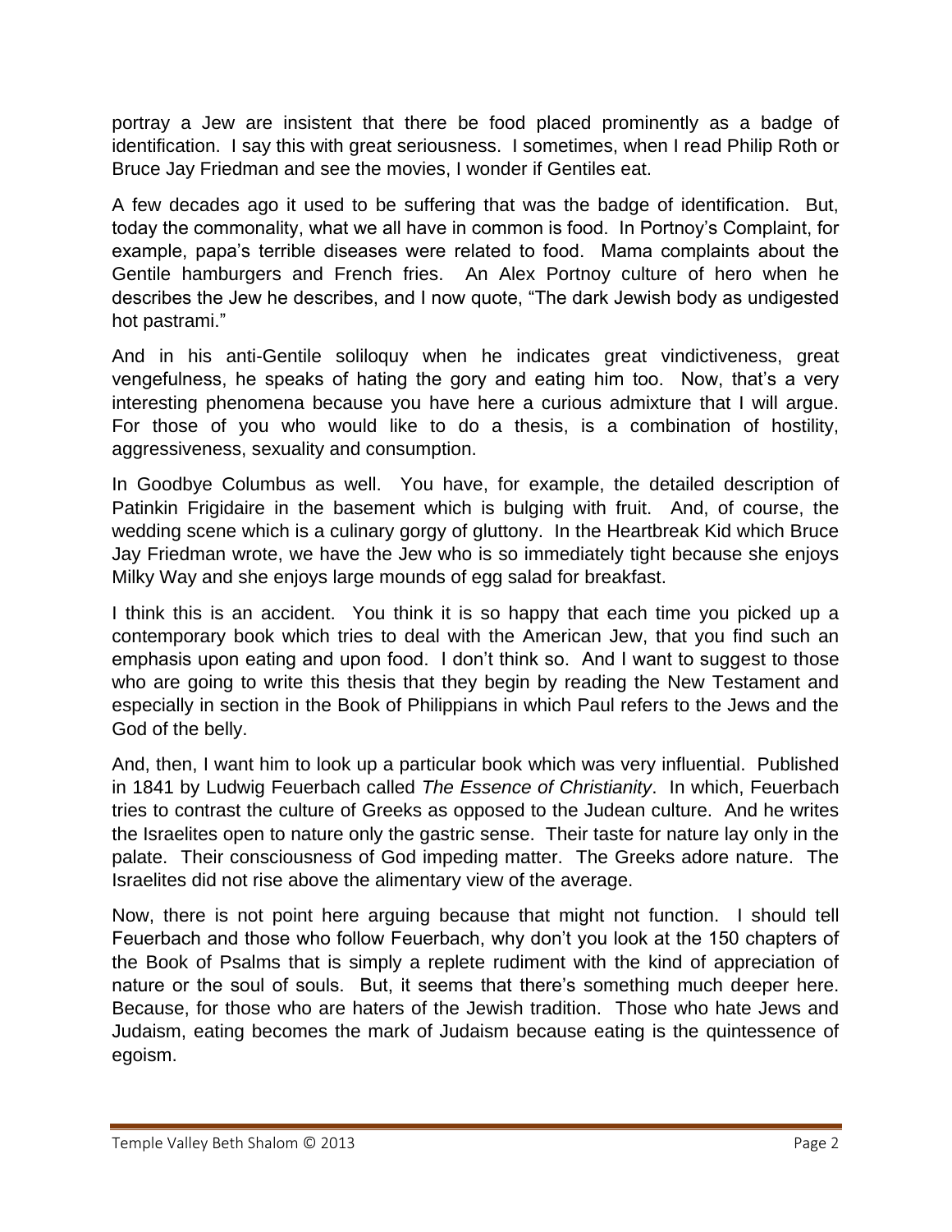portray a Jew are insistent that there be food placed prominently as a badge of identification. I say this with great seriousness. I sometimes, when I read Philip Roth or Bruce Jay Friedman and see the movies, I wonder if Gentiles eat.

A few decades ago it used to be suffering that was the badge of identification. But, today the commonality, what we all have in common is food. In Portnoy's Complaint, for example, papa's terrible diseases were related to food. Mama complaints about the Gentile hamburgers and French fries. An Alex Portnoy culture of hero when he describes the Jew he describes, and I now quote, "The dark Jewish body as undigested hot pastrami."

And in his anti-Gentile soliloquy when he indicates great vindictiveness, great vengefulness, he speaks of hating the gory and eating him too. Now, that's a very interesting phenomena because you have here a curious admixture that I will argue. For those of you who would like to do a thesis, is a combination of hostility, aggressiveness, sexuality and consumption.

In Goodbye Columbus as well. You have, for example, the detailed description of Patinkin Frigidaire in the basement which is bulging with fruit. And, of course, the wedding scene which is a culinary gorgy of gluttony. In the Heartbreak Kid which Bruce Jay Friedman wrote, we have the Jew who is so immediately tight because she enjoys Milky Way and she enjoys large mounds of egg salad for breakfast.

I think this is an accident. You think it is so happy that each time you picked up a contemporary book which tries to deal with the American Jew, that you find such an emphasis upon eating and upon food. I don't think so. And I want to suggest to those who are going to write this thesis that they begin by reading the New Testament and especially in section in the Book of Philippians in which Paul refers to the Jews and the God of the belly.

And, then, I want him to look up a particular book which was very influential. Published in 1841 by Ludwig Feuerbach called *The Essence of Christianity*. In which, Feuerbach tries to contrast the culture of Greeks as opposed to the Judean culture. And he writes the Israelites open to nature only the gastric sense. Their taste for nature lay only in the palate. Their consciousness of God impeding matter. The Greeks adore nature. The Israelites did not rise above the alimentary view of the average.

Now, there is not point here arguing because that might not function. I should tell Feuerbach and those who follow Feuerbach, why don't you look at the 150 chapters of the Book of Psalms that is simply a replete rudiment with the kind of appreciation of nature or the soul of souls. But, it seems that there's something much deeper here. Because, for those who are haters of the Jewish tradition. Those who hate Jews and Judaism, eating becomes the mark of Judaism because eating is the quintessence of egoism.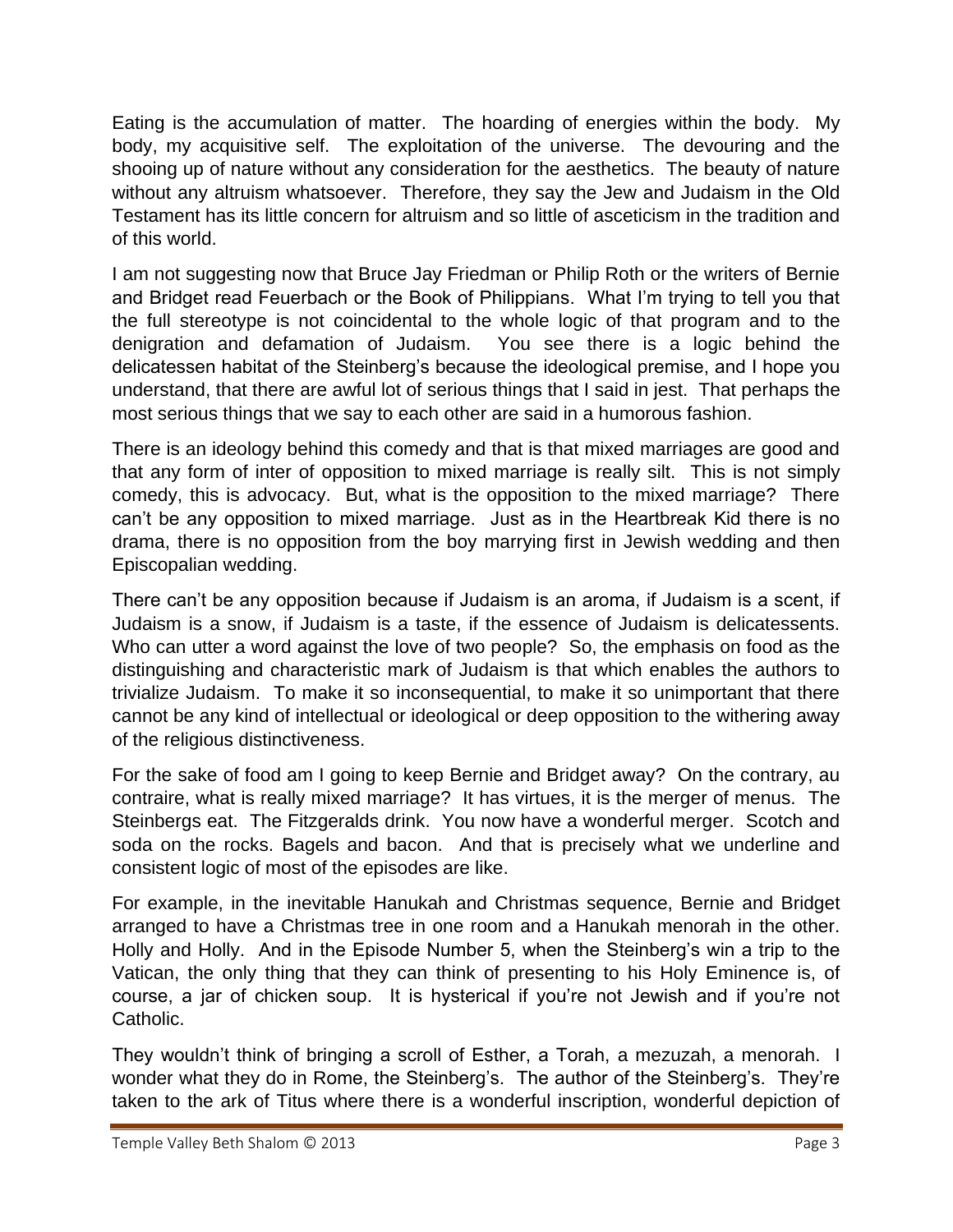Eating is the accumulation of matter. The hoarding of energies within the body. My body, my acquisitive self. The exploitation of the universe. The devouring and the shooing up of nature without any consideration for the aesthetics. The beauty of nature without any altruism whatsoever. Therefore, they say the Jew and Judaism in the Old Testament has its little concern for altruism and so little of asceticism in the tradition and of this world.

I am not suggesting now that Bruce Jay Friedman or Philip Roth or the writers of Bernie and Bridget read Feuerbach or the Book of Philippians. What I'm trying to tell you that the full stereotype is not coincidental to the whole logic of that program and to the denigration and defamation of Judaism. You see there is a logic behind the delicatessen habitat of the Steinberg's because the ideological premise, and I hope you understand, that there are awful lot of serious things that I said in jest. That perhaps the most serious things that we say to each other are said in a humorous fashion.

There is an ideology behind this comedy and that is that mixed marriages are good and that any form of inter of opposition to mixed marriage is really silt. This is not simply comedy, this is advocacy. But, what is the opposition to the mixed marriage? There can't be any opposition to mixed marriage. Just as in the Heartbreak Kid there is no drama, there is no opposition from the boy marrying first in Jewish wedding and then Episcopalian wedding.

There can't be any opposition because if Judaism is an aroma, if Judaism is a scent, if Judaism is a snow, if Judaism is a taste, if the essence of Judaism is delicatessents. Who can utter a word against the love of two people? So, the emphasis on food as the distinguishing and characteristic mark of Judaism is that which enables the authors to trivialize Judaism. To make it so inconsequential, to make it so unimportant that there cannot be any kind of intellectual or ideological or deep opposition to the withering away of the religious distinctiveness.

For the sake of food am I going to keep Bernie and Bridget away? On the contrary, au contraire, what is really mixed marriage? It has virtues, it is the merger of menus. The Steinbergs eat. The Fitzgeralds drink. You now have a wonderful merger. Scotch and soda on the rocks. Bagels and bacon. And that is precisely what we underline and consistent logic of most of the episodes are like.

For example, in the inevitable Hanukah and Christmas sequence, Bernie and Bridget arranged to have a Christmas tree in one room and a Hanukah menorah in the other. Holly and Holly. And in the Episode Number 5, when the Steinberg's win a trip to the Vatican, the only thing that they can think of presenting to his Holy Eminence is, of course, a jar of chicken soup. It is hysterical if you're not Jewish and if you're not Catholic.

They wouldn't think of bringing a scroll of Esther, a Torah, a mezuzah, a menorah. I wonder what they do in Rome, the Steinberg's. The author of the Steinberg's. They're taken to the ark of Titus where there is a wonderful inscription, wonderful depiction of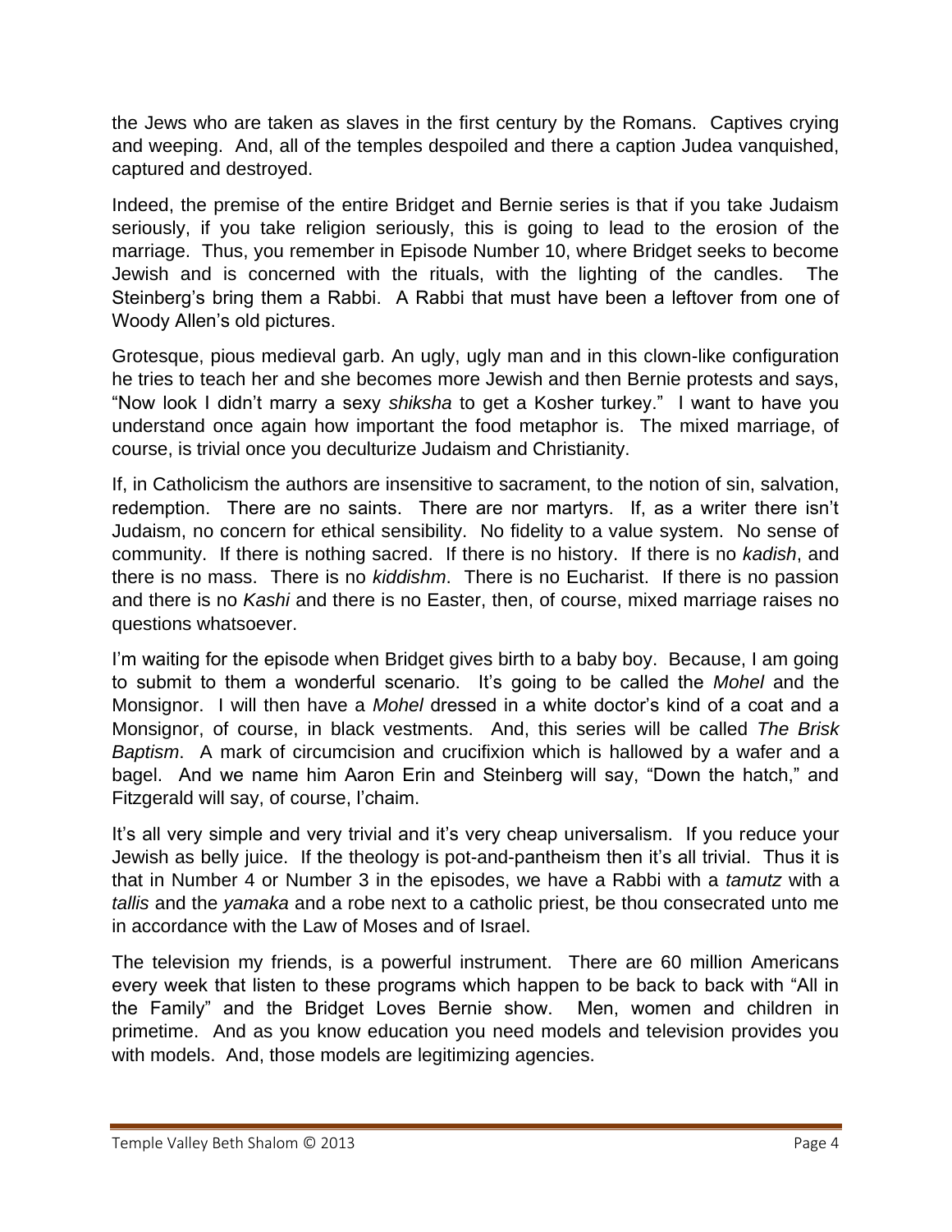the Jews who are taken as slaves in the first century by the Romans. Captives crying and weeping. And, all of the temples despoiled and there a caption Judea vanquished, captured and destroyed.

Indeed, the premise of the entire Bridget and Bernie series is that if you take Judaism seriously, if you take religion seriously, this is going to lead to the erosion of the marriage. Thus, you remember in Episode Number 10, where Bridget seeks to become Jewish and is concerned with the rituals, with the lighting of the candles. The Steinberg's bring them a Rabbi. A Rabbi that must have been a leftover from one of Woody Allen's old pictures.

Grotesque, pious medieval garb. An ugly, ugly man and in this clown-like configuration he tries to teach her and she becomes more Jewish and then Bernie protests and says, "Now look I didn't marry a sexy *shiksha* to get a Kosher turkey." I want to have you understand once again how important the food metaphor is. The mixed marriage, of course, is trivial once you deculturize Judaism and Christianity.

If, in Catholicism the authors are insensitive to sacrament, to the notion of sin, salvation, redemption. There are no saints. There are nor martyrs. If, as a writer there isn't Judaism, no concern for ethical sensibility. No fidelity to a value system. No sense of community. If there is nothing sacred. If there is no history. If there is no *kadish*, and there is no mass. There is no *kiddishm*. There is no Eucharist. If there is no passion and there is no *Kashi* and there is no Easter, then, of course, mixed marriage raises no questions whatsoever.

I'm waiting for the episode when Bridget gives birth to a baby boy. Because, I am going to submit to them a wonderful scenario. It's going to be called the *Mohel* and the Monsignor. I will then have a *Mohel* dressed in a white doctor's kind of a coat and a Monsignor, of course, in black vestments. And, this series will be called *The Brisk Baptism*. A mark of circumcision and crucifixion which is hallowed by a wafer and a bagel. And we name him Aaron Erin and Steinberg will say, "Down the hatch," and Fitzgerald will say, of course, l'chaim.

It's all very simple and very trivial and it's very cheap universalism. If you reduce your Jewish as belly juice. If the theology is pot-and-pantheism then it's all trivial. Thus it is that in Number 4 or Number 3 in the episodes, we have a Rabbi with a *tamutz* with a *tallis* and the *yamaka* and a robe next to a catholic priest, be thou consecrated unto me in accordance with the Law of Moses and of Israel.

The television my friends, is a powerful instrument. There are 60 million Americans every week that listen to these programs which happen to be back to back with "All in the Family" and the Bridget Loves Bernie show. Men, women and children in primetime. And as you know education you need models and television provides you with models. And, those models are legitimizing agencies.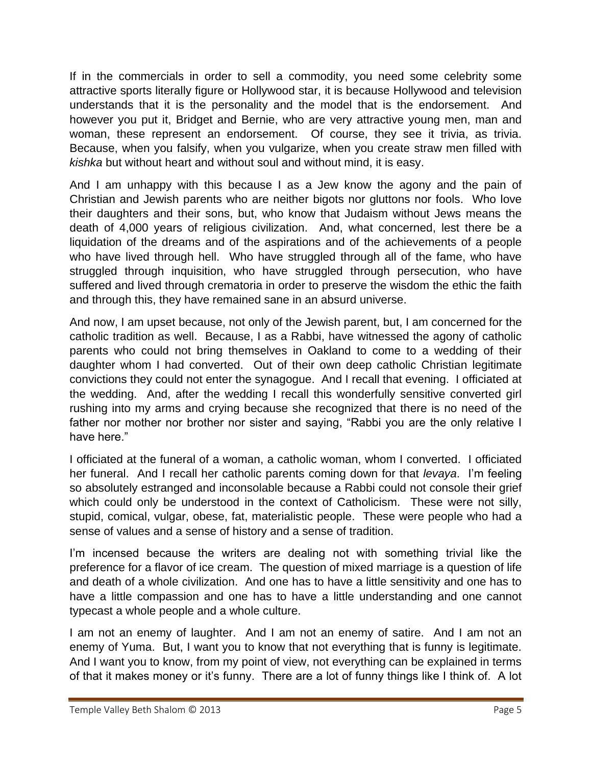If in the commercials in order to sell a commodity, you need some celebrity some attractive sports literally figure or Hollywood star, it is because Hollywood and television understands that it is the personality and the model that is the endorsement. And however you put it, Bridget and Bernie, who are very attractive young men, man and woman, these represent an endorsement. Of course, they see it trivia, as trivia. Because, when you falsify, when you vulgarize, when you create straw men filled with *kishka* but without heart and without soul and without mind, it is easy.

And I am unhappy with this because I as a Jew know the agony and the pain of Christian and Jewish parents who are neither bigots nor gluttons nor fools. Who love their daughters and their sons, but, who know that Judaism without Jews means the death of 4,000 years of religious civilization. And, what concerned, lest there be a liquidation of the dreams and of the aspirations and of the achievements of a people who have lived through hell. Who have struggled through all of the fame, who have struggled through inquisition, who have struggled through persecution, who have suffered and lived through crematoria in order to preserve the wisdom the ethic the faith and through this, they have remained sane in an absurd universe.

And now, I am upset because, not only of the Jewish parent, but, I am concerned for the catholic tradition as well. Because, I as a Rabbi, have witnessed the agony of catholic parents who could not bring themselves in Oakland to come to a wedding of their daughter whom I had converted. Out of their own deep catholic Christian legitimate convictions they could not enter the synagogue. And I recall that evening. I officiated at the wedding. And, after the wedding I recall this wonderfully sensitive converted girl rushing into my arms and crying because she recognized that there is no need of the father nor mother nor brother nor sister and saying, "Rabbi you are the only relative I have here."

I officiated at the funeral of a woman, a catholic woman, whom I converted. I officiated her funeral. And I recall her catholic parents coming down for that *levaya*. I'm feeling so absolutely estranged and inconsolable because a Rabbi could not console their grief which could only be understood in the context of Catholicism. These were not silly, stupid, comical, vulgar, obese, fat, materialistic people. These were people who had a sense of values and a sense of history and a sense of tradition.

I'm incensed because the writers are dealing not with something trivial like the preference for a flavor of ice cream. The question of mixed marriage is a question of life and death of a whole civilization. And one has to have a little sensitivity and one has to have a little compassion and one has to have a little understanding and one cannot typecast a whole people and a whole culture.

I am not an enemy of laughter. And I am not an enemy of satire. And I am not an enemy of Yuma. But, I want you to know that not everything that is funny is legitimate. And I want you to know, from my point of view, not everything can be explained in terms of that it makes money or it's funny. There are a lot of funny things like I think of. A lot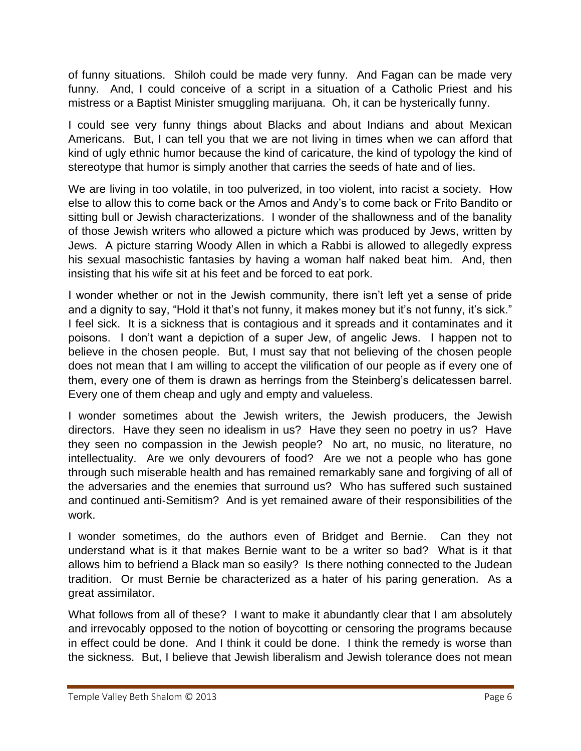of funny situations. Shiloh could be made very funny. And Fagan can be made very funny. And, I could conceive of a script in a situation of a Catholic Priest and his mistress or a Baptist Minister smuggling marijuana. Oh, it can be hysterically funny.

I could see very funny things about Blacks and about Indians and about Mexican Americans. But, I can tell you that we are not living in times when we can afford that kind of ugly ethnic humor because the kind of caricature, the kind of typology the kind of stereotype that humor is simply another that carries the seeds of hate and of lies.

We are living in too volatile, in too pulverized, in too violent, into racist a society. How else to allow this to come back or the Amos and Andy's to come back or Frito Bandito or sitting bull or Jewish characterizations. I wonder of the shallowness and of the banality of those Jewish writers who allowed a picture which was produced by Jews, written by Jews. A picture starring Woody Allen in which a Rabbi is allowed to allegedly express his sexual masochistic fantasies by having a woman half naked beat him. And, then insisting that his wife sit at his feet and be forced to eat pork.

I wonder whether or not in the Jewish community, there isn't left yet a sense of pride and a dignity to say, "Hold it that's not funny, it makes money but it's not funny, it's sick." I feel sick. It is a sickness that is contagious and it spreads and it contaminates and it poisons. I don't want a depiction of a super Jew, of angelic Jews. I happen not to believe in the chosen people. But, I must say that not believing of the chosen people does not mean that I am willing to accept the vilification of our people as if every one of them, every one of them is drawn as herrings from the Steinberg's delicatessen barrel. Every one of them cheap and ugly and empty and valueless.

I wonder sometimes about the Jewish writers, the Jewish producers, the Jewish directors. Have they seen no idealism in us? Have they seen no poetry in us? Have they seen no compassion in the Jewish people? No art, no music, no literature, no intellectuality. Are we only devourers of food? Are we not a people who has gone through such miserable health and has remained remarkably sane and forgiving of all of the adversaries and the enemies that surround us? Who has suffered such sustained and continued anti-Semitism? And is yet remained aware of their responsibilities of the work.

I wonder sometimes, do the authors even of Bridget and Bernie. Can they not understand what is it that makes Bernie want to be a writer so bad? What is it that allows him to befriend a Black man so easily? Is there nothing connected to the Judean tradition. Or must Bernie be characterized as a hater of his paring generation. As a great assimilator.

What follows from all of these? I want to make it abundantly clear that I am absolutely and irrevocably opposed to the notion of boycotting or censoring the programs because in effect could be done. And I think it could be done. I think the remedy is worse than the sickness. But, I believe that Jewish liberalism and Jewish tolerance does not mean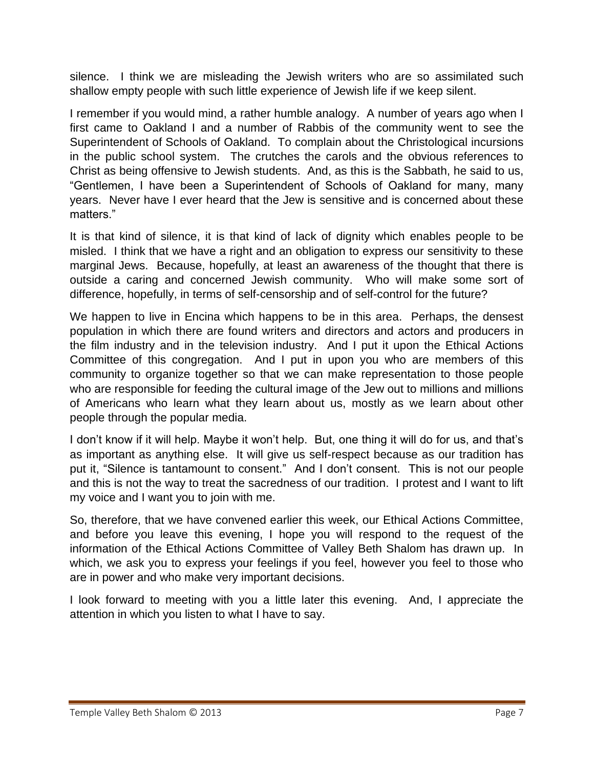silence. I think we are misleading the Jewish writers who are so assimilated such shallow empty people with such little experience of Jewish life if we keep silent.

I remember if you would mind, a rather humble analogy. A number of years ago when I first came to Oakland I and a number of Rabbis of the community went to see the Superintendent of Schools of Oakland. To complain about the Christological incursions in the public school system. The crutches the carols and the obvious references to Christ as being offensive to Jewish students. And, as this is the Sabbath, he said to us, "Gentlemen, I have been a Superintendent of Schools of Oakland for many, many years. Never have I ever heard that the Jew is sensitive and is concerned about these matters."

It is that kind of silence, it is that kind of lack of dignity which enables people to be misled. I think that we have a right and an obligation to express our sensitivity to these marginal Jews. Because, hopefully, at least an awareness of the thought that there is outside a caring and concerned Jewish community. Who will make some sort of difference, hopefully, in terms of self-censorship and of self-control for the future?

We happen to live in Encina which happens to be in this area. Perhaps, the densest population in which there are found writers and directors and actors and producers in the film industry and in the television industry. And I put it upon the Ethical Actions Committee of this congregation. And I put in upon you who are members of this community to organize together so that we can make representation to those people who are responsible for feeding the cultural image of the Jew out to millions and millions of Americans who learn what they learn about us, mostly as we learn about other people through the popular media.

I don't know if it will help. Maybe it won't help. But, one thing it will do for us, and that's as important as anything else. It will give us self-respect because as our tradition has put it, "Silence is tantamount to consent." And I don't consent. This is not our people and this is not the way to treat the sacredness of our tradition. I protest and I want to lift my voice and I want you to join with me.

So, therefore, that we have convened earlier this week, our Ethical Actions Committee, and before you leave this evening, I hope you will respond to the request of the information of the Ethical Actions Committee of Valley Beth Shalom has drawn up. In which, we ask you to express your feelings if you feel, however you feel to those who are in power and who make very important decisions.

I look forward to meeting with you a little later this evening. And, I appreciate the attention in which you listen to what I have to say.